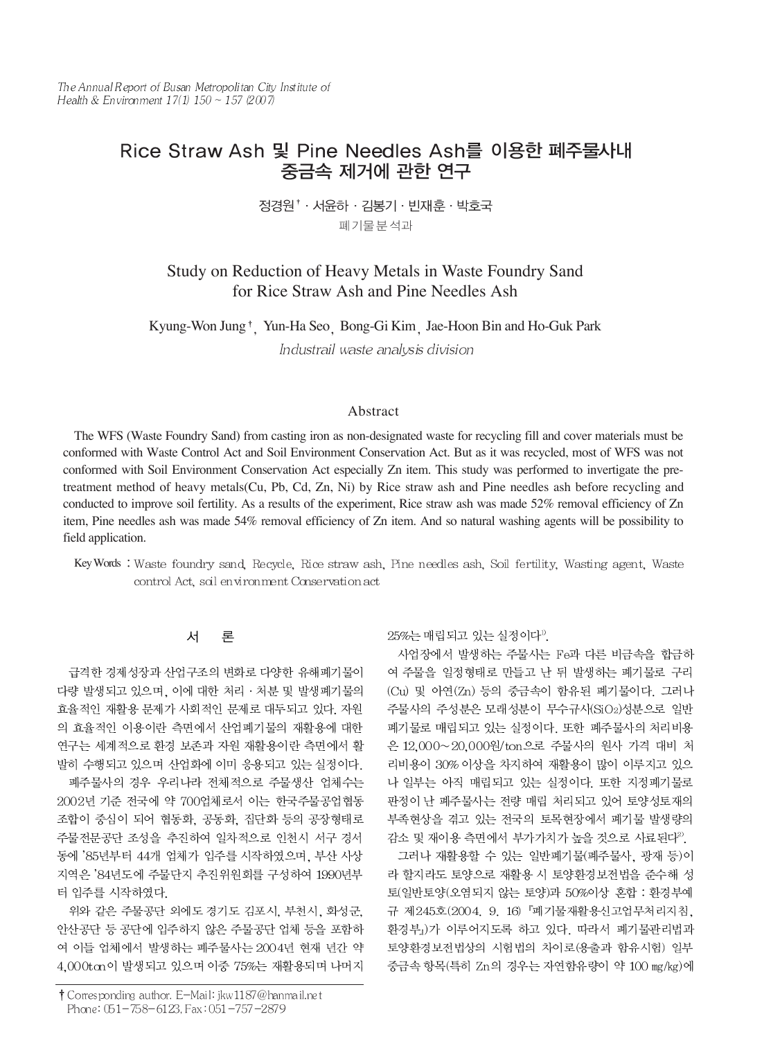# Rice Straw Ash 및 Pine Needles Ash를 이용한 폐주물사내 중금속 제거에 관한 연구

정경원[†] · 서윤하 · 김봉기 · 빈재훈 · 박호국

폐기물분석과

# Study on Reduction of Heavy Metals in Waste Foundry Sand for Rice Straw Ash and Pine Needles Ash

Kyung-Won Jung[†], Yun-Ha Seo, Bong-Gi Kim, Jae-Hoon Bin and Ho-Guk Park

*Industrail waste analysis division*

## Abstract

The WFS (Waste Foundry Sand) from casting iron as non-designated waste for recycling fill and cover materials must be conformed with Waste Control Act and Soil Environment Conservation Act. But as it was recycled, most of WFS was not conformed with Soil Environment Conservation Act especially Zn item. This study was performed to invertigate the pre-treatment method of heavy metals(Cu, Pb, Cd, Zn, Ni) by Rice straw ash and Pine needles ash before recycling and conducted to improve soil fertility. As a results of the experiment, Rice straw ash was made 52% removal efficiency of Zn item, Pine needles ash was made 54% removal efficiency of Zn item. And so natural washing agents will be possibility to field application.

Key Words : Waste foundry sand, Recycle, Rice straw ash, Pine needles ash, Soil fertility, Wasting agent, Waste control Act, soil environment Conservation act

## 서 론

급격한 경제성장과 산업구조의 변화로 다양한 유해폐기물이 다량 발생되고 있으며, 이에 대한 처리 · 처분 및 발생폐기물의 효율적인 재활용 문제가 사회적인 문제로 대두되고 있다. 자원의 효율적인 이용이란 측면에서 산업폐기물의 재활용에 대한 연구는 세계적으로 환경 보존과 자원 재활용이란 측면에서 활발히 수행되고 있으며 산업화에 이미 응용되고 있는 실정이다.

폐주물사의 경우 우리나라 전체적으로 주물생산 업체수는 2002년 기준 전국에 약 700업체로서 이는 한국주물공업협동조합이 중심이 되어 협동화, 공동화, 집단화 등의 공장형태로 주물전문공단 조성을 추진하여 일차적으로 인천시 서구 경서동에 '85년부터 44개 업체가 입주를 시작하였으며, 부산 사상지역은 '84년도에 주물단지 추진위원회를 구성하여 1990년부터 입주를 시작하였다.

위와 같은 주물공단 외에도 경기도 김포시, 부천시, 화성군, 안산공단 등 공단에 입주하지 않은 주물공단 업체 등을 포함하여 이들 업체에서 발생하는 폐주물사는 2004년 현재 년간 약 4,000ton이 발생되고 있으며 이중 75%는 재활용되며 나머지 25%는 매립되고 있는 실정이다[1].

사업장에서 발생하는 주물사는 Fe과 다른 비금속을 합금하여 주물을 일정형태로 만들고 난 뒤 발생하는 폐기물로 구리(Cu) 및 아연(Zn) 등의 중금속이 함유된 폐기물이다. 그러나 주물사의 주성분은 모래성분이 무수규사($SiO_2$)성분으로 일반폐기물로 매립되고 있는 실정이다. 또한 폐주물사의 처리비용은 12,000~20,000원/ton으로 주물사의 원사 가격 대비 처리비용이 30% 이상을 차지하여 재활용이 많이 이루지고 있으나 일부는 아직 매립되고 있는 실정이다. 또한 지정폐기물로 판정이 난 폐주물사는 전량 매립 처리되고 있어 토양성토재의 부족현상을 겪고 있는 전국의 토목현장에서 폐기물 발생량의 감소 및 재이용 측면에서 부가가치가 높을 것으로 사료된다[2].

그러나 재활용할 수 있는 일반폐기물(폐주물사, 광재 등)이라 할지라도 토양으로 재활용 시 토양환경보전법을 준수해 성토(일반토양(오염되지 않는 토양)과 50%이상 혼합 : 환경부예규 제245호(2004. 9. 16)「폐기물재활용신고업무처리지침, 환경부」)가 이루어지도록 하고 있다. 따라서 폐기물관리법과 토양환경보전법상의 시험법의 차이로(용출과 함유시험) 일부 중금속 항목(특히 Zn의 경우는 자연함유량이 약 100 ㎎/kg)에

† Corresponding author. E-Mail: jkw1187@hanmail.net
Phone: 051-758-6123, Fax: 051-757-2879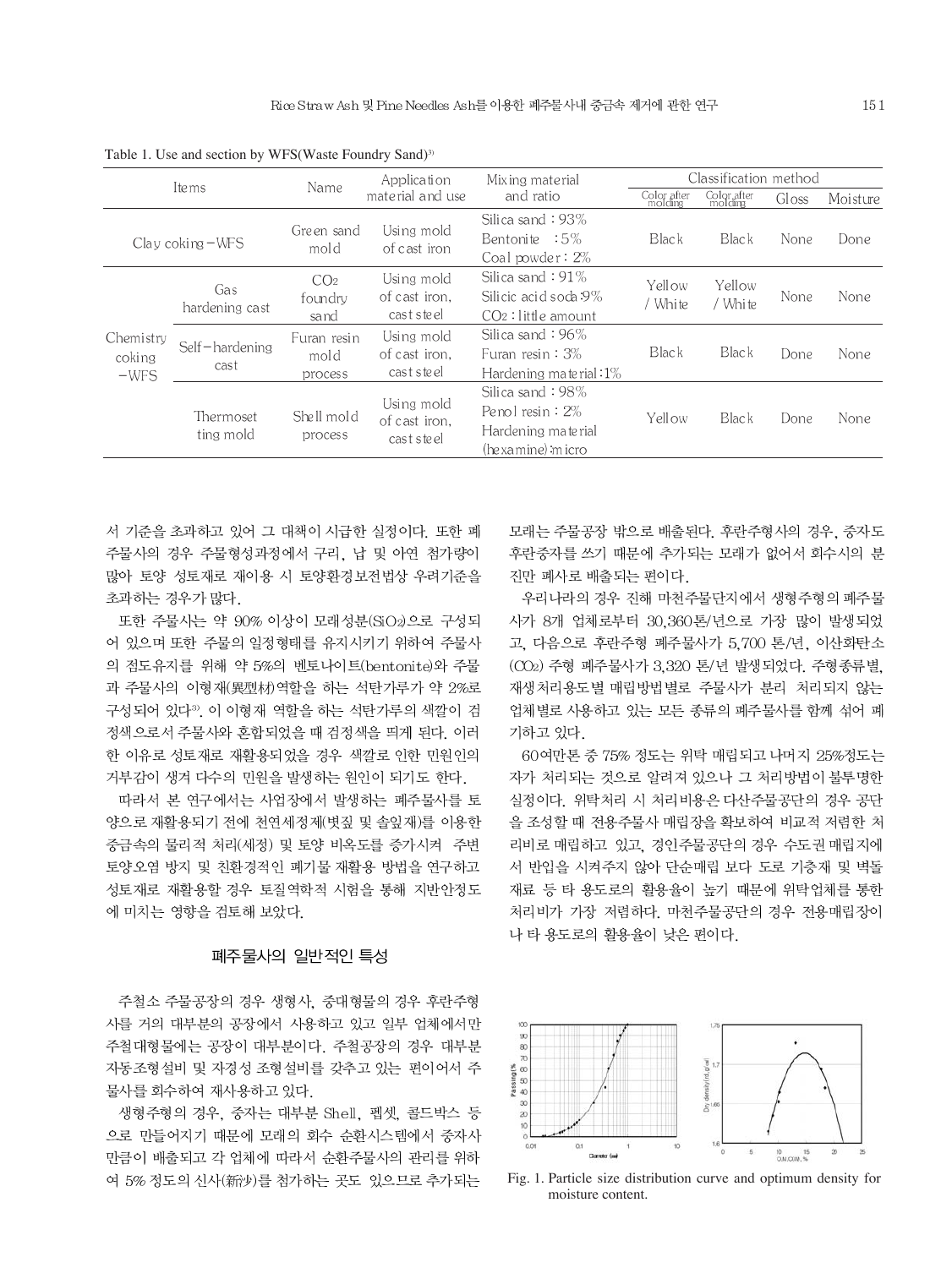Table 1. Use and section by WFS(Waste Foundry Sand)[3)]

| Items | | Name | Application material and use | Mixing material and ratio | Classification method | | | |
|---|---|---|---|---|---|---|---|---|
| | | | | | Color after molding | Color after molding | Gloss | Moisture |
| Clay coking－WFS | | Green sand mold | Using mold of cast iron | Silica sand : 93%<br>Bentonite : 5%<br>Coal powder : 2% | Black | Black | None | Done |
| Chemistry coking －WFS | Gas hardening cast | $CO_2$ foundry sand | Using mold of cast iron, cast steel | Silica sand : 91%<br>Silicic acid soda:9%<br>$CO_2$ : little amount | Yellow / White | Yellow / White | None | None |
| | Self－hardening cast | Furan resin mold process | Using mold of cast iron, cast steel | Silica sand : 96%<br>Furan resin : 3%<br>Hardening material:1% | Black | Black | Done | None |
| | Thermosetting mold | Shell mold process | Using mold of cast iron, cast steel | Silica sand : 98%<br>Penol resin : 2%<br>Hardening material (hexamine):micro | Yellow | Black | Done | None |

서 기준을 초과하고 있어 그 대책이 시급한 실정이다. 또한 폐주물사의 경우 주물형성과정에서 구리, 납 및 아연 첨가량이 많아 토양 성토재로 재이용 시 토양환경보전법상 우려기준을 초과하는 경우가 많다.

또한 주물사는 약 90% 이상이 모래성분($SiO_2$)으로 구성되어 있으며 또한 주물의 일정형태를 유지시키기 위하여 주물사의 점도유지를 위해 약 5%의 벤토나이트(bentonite)와 주물과 주물사의 이형재(異型材)역할을 하는 석탄가루가 약 2%로 구성되어 있다[3)]. 이 이형재 역할을 하는 석탄가루의 색깔이 검정색으로서 주물사와 혼합되었을 때 검정색을 띄게 된다. 이러한 이유로 성토재로 재활용되었을 경우 색깔로 인한 민원인의 거부감이 생겨 다수의 민원을 발생하는 원인이 되기도 한다.

따라서 본 연구에서는 사업장에서 발생하는 폐주물사를 토양으로 재활용되기 전에 천연세정제(볏짚 및 솔잎재)를 이용한 중금속의 물리적 처리(세정) 및 토양 비옥도를 증가시켜 주변 토양오염 방지 및 친환경적인 폐기물 재활용 방법을 연구하고 성토재로 재활용할 경우 토질역학적 시험을 통해 지반안정도에 미치는 영향을 검토해 보았다.

## 폐주물사의 일반적인 특성

주철소 주물공장의 경우 생형사, 중대형물의 경우 후란주형사를 거의 대부분의 공장에서 사용하고 있고 일부 업체에서만 주철대형물에는 공장이 대부분이다. 주철공장의 경우 대부분 자동조형설비 및 자경성 조형설비를 갖추고 있는 편이어서 주물사를 회수하여 재사용하고 있다.

생형주형의 경우, 중자는 대부분 Shell, 펩셋, 콜드박스 등으로 만들어지기 때문에 모래의 회수 순환시스템에서 중자사만큼이 배출되고 각 업체에 따라서 순환주물사의 관리를 위하여 5% 정도의 신사(新沙)를 첨가하는 곳도 있으므로 추가되는 모래는 주물공장 밖으로 배출된다. 후란주형사의 경우, 중자도 후란중자를 쓰기 때문에 추가되는 모래가 없어서 회수시의 분진만 폐사로 배출되는 편이다.

우리나라의 경우 진해 마천주물단지에서 생형주형의 폐주물사가 8개 업체로부터 30,360톤/년으로 가장 많이 발생되었고, 다음으로 후란주형 폐주물사가 5,700 톤/년, 이산화탄소($CO_2$) 주형 폐주물사가 3,320 톤/년 발생되었다. 주형종류별, 재생처리용도별 매립방법별로 주물사가 분리 처리되지 않는 업체별로 사용하고 있는 모든 종류의 폐주물사를 함께 섞어 폐기하고 있다.

60여만톤 중 75% 정도는 위탁 매립되고 나머지 25%정도는 자가 처리되는 것으로 알려져 있으나 그 처리방법이 불투명한 실정이다. 위탁처리 시 처리비용은 다산주물공단의 경우 공단을 조성할 때 전용주물사 매립장을 확보하여 비교적 저렴한 처리비로 매립하고 있고, 경인주물공단의 경우 수도권 매립지에서 반입을 시켜주지 않아 단순매립 보다 도로 기층재 및 벽돌재료 등 타 용도로의 활용율이 높기 때문에 위탁업체를 통한 처리비가 가장 저렴하다. 마천주물공단의 경우 전용매립장이나 타 용도로의 활용율이 낮은 편이다.

Passing(%)
Diameter (㎜)
Dry density(γd, g/㎤)
O.M.C(W), %

Fig. 1. Particle size distribution curve and optimum density for moisture content.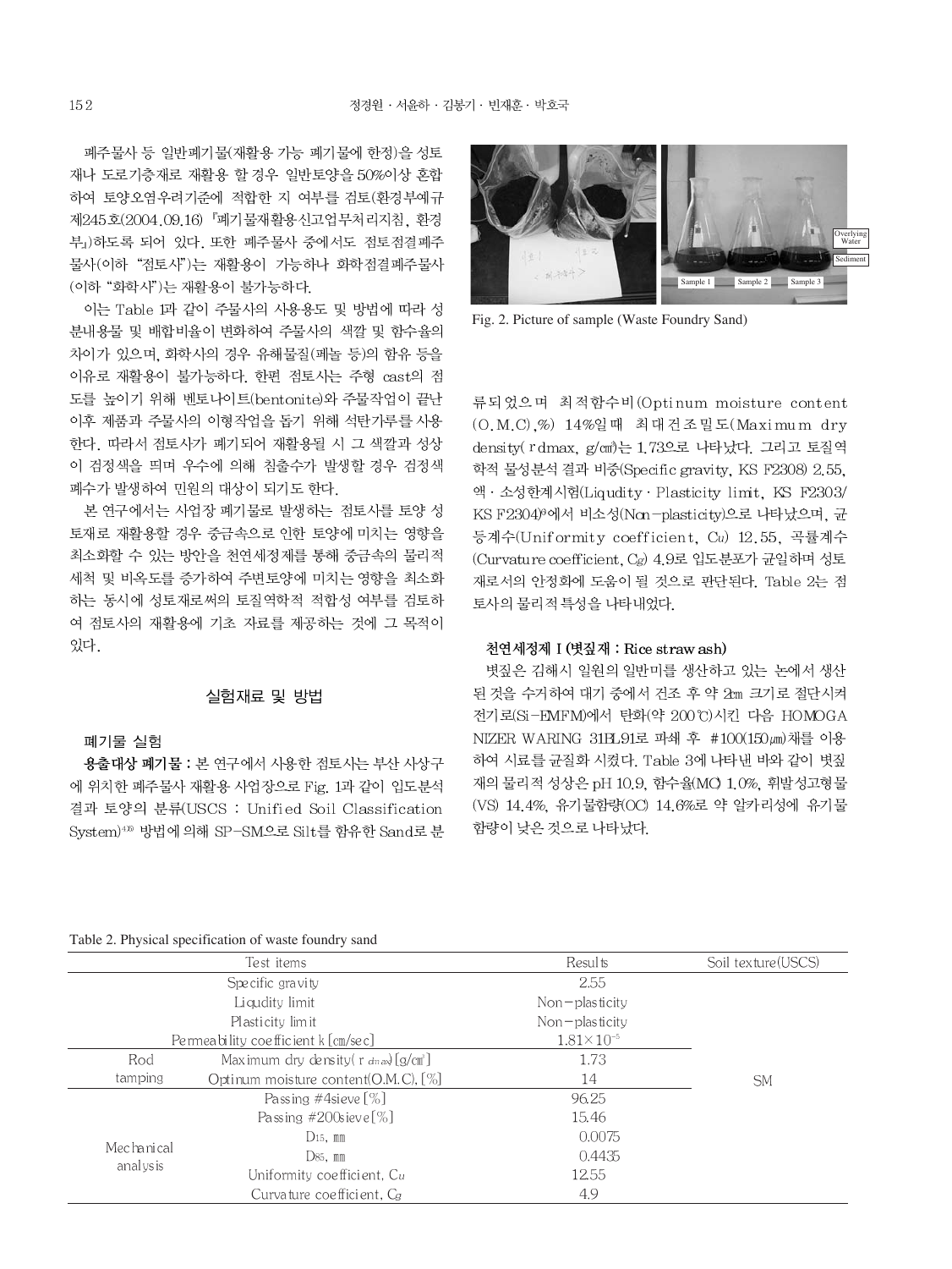폐주물사 등 일반폐기물(재활용 가능 폐기물에 한정)을 성토재나 도로기층재로 재활용 할 경우 일반토양을 50%이상 혼합하여 토양오염우려기준에 적합한 지 여부를 검토(환경부예규 제245호(2004.09.16) 「폐기물재활용신고업무처리지침, 환경부」)하도록 되어 있다. 또한 폐주물사 중에서도 점토점결폐주물사(이하 "점토사")는 재활용이 가능하나 화학점결폐주물사(이하 "화학사")는 재활용이 불가능하다.

이는 Table 1과 같이 주물사의 사용용도 및 방법에 따라 성분내용물 및 배합비율이 변화하여 주물사의 색깔 및 함수율의 차이가 있으며, 화학사의 경우 유해물질(페놀 등)의 함유 등을 이유로 재활용이 불가능하다. 한편 점토사는 주형 cast의 점도를 높이기 위해 벤토나이트(bentonite)와 주물작업이 끝난 이후 제품과 주물사의 이형작업을 돕기 위해 석탄가루를 사용한다. 따라서 점토사가 폐기되어 재활용될 시 그 색깔과 성상이 검정색을 띠며 우수에 의해 침출수가 발생할 경우 검정색 폐수가 발생하여 민원의 대상이 되기도 한다.

본 연구에서는 사업장 폐기물로 발생하는 점토사를 토양 성토재로 재활용할 경우 중금속으로 인한 토양에 미치는 영향을 최소화할 수 있는 방안을 천연세정제를 통해 중금속의 물리적 세척 및 비옥도를 증가하여 주변토양에 미치는 영향을 최소화하는 동시에 성토재로써의 토질역학적 적합성 여부를 검토하여 점토사의 재활용에 기초 자료를 제공하는 것에 그 목적이 있다.

## 실험재료 및 방법

### 폐기물 실험

**용출대상 폐기물 :** 본 연구에서 사용한 점토사는 부산 사상구에 위치한 폐주물사 재활용 사업장으로 Fig. 1과 같이 입도분석 결과 토양의 분류(USCS : Unified Soil Classification System)[4,15] 방법에 의해 SP-SM으로 Silt를 함유한 Sand로 분류되었으며 최적함수비(Optinum moisture content (O.M.C),%) 14%일때 최대건조밀도(Maximum dry density($\gamma_{dmax}$, g/㎤)는 1.73으로 나타났다. 그리고 토질역학적 물성분석 결과 비중(Specific gravity, KS F2308) 2.55, 액·소성한계시험(Liqudity · Plasticity limit, KS F2303/KS F2304)[6]에서 비소성(Non-plasticity)으로 나타났으며, 균등계수(Uniformity coefficient, $C_u$) 12.55, 곡률계수(Curvature coefficient, $C_g$) 4.9로 입도분포가 균일하며 성토재로서의 안정화에 도움이 될 것으로 판단된다. Table 2는 점토사의 물리적특성을 나타내었다.

Fig. 2. Picture of sample (Waste Foundry Sand)

**천연세정제 I (볏짚재 : Rice straw ash)**

볏짚은 김해시 일원의 일반미를 생산하고 있는 논에서 생산된 것을 수거하여 대기 중에서 건조 후 약 2㎝ 크기로 절단시켜 전기로(Si-EMFM)에서 탄화(약 200℃)시킨 다음 HOMOGA NIZER WARING 31BL91로 파쇄 후 #100(150㎛)채를 이용하여 시료를 균질화 시켰다. Table 3에 나타낸 바와 같이 볏짚재의 물리적 성상은 pH 10.9, 함수율(MC) 1.0%, 휘발성고형물(VS) 14.4%, 유기물함량(OC) 14.6%로 약 알카리성에 유기물 함량이 낮은 것으로 나타났다.

Table 2. Physical specification of waste foundry sand

| Test items | | Results | Soil texture(USCS) |
|---|---|---|---|
| Specific gravity | | 2.55 | SM |
| Liqudity limit | | Non-plasticity | |
| Plasticity limit | | Non-plasticity | |
| Permeability coefficient k [㎝/sec] | | $1.81\times10^{-5}$ | |
| Rod tamping | Maximum dry density($\gamma_{dmax}$)[g/㎤] | 1.73 | |
| | Optinum moisture content(O.M.C), [%] | 14 | |
| Mechanical analysis | Passing #4sieve [%] | 96.25 | |
| | Passing #200sieve [%] | 15.46 | |
| | $D_{15}$, ㎜ | 0.0075 | |
| | $D_{85}$, ㎜ | 0.4435 | |
| | Uniformity coefficient, $C_u$ | 12.55 | |
| | Curvature coefficient, $C_g$ | 4.9 | |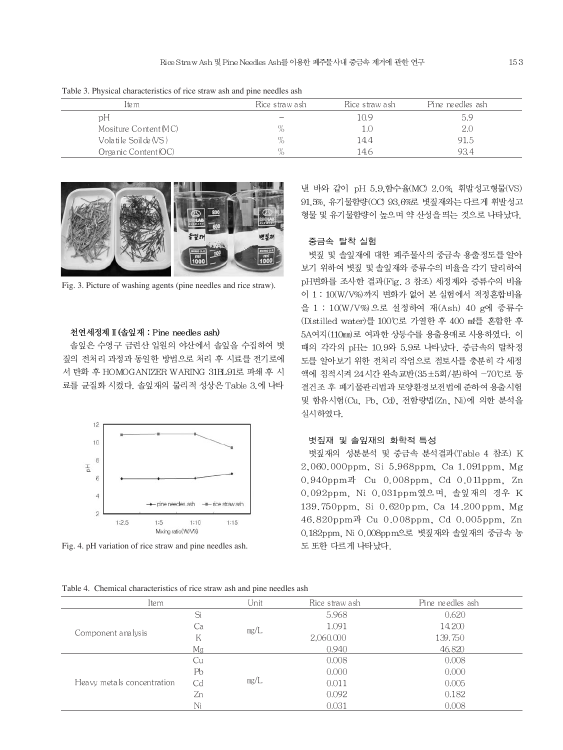Table 3. Physical characteristics of rice straw ash and pine needles ash

| Item | Rice straw ash | Rice straw ash | Pine needles ash |
|---|---|---|---|
| pH | – | 10.9 | 5.9 |
| Mositure Content(MC) | % | 1.0 | 2.0 |
| Volatile Soilde(VS) | % | 14.4 | 91.5 |
| Organic Content(OC) | % | 14.6 | 93.4 |

Fig. 3. Picture of washing agents (pine needles and rice straw).

#### 천연세정제 II (솔잎재 : Pine needles ash)

솔잎은 수영구 금련산 일원의 야산에서 솔잎을 수집하여 볏짚의 전처리 과정과 동일한 방법으로 처리 후 시료를 전기로에서 탄화 후 HOMOGANIZER WARING 31BL91로 파쇄 후 시료를 균질화 시켰다. 솔잎재의 물리적 성상은 Table 3.에 나타낸 바와 같이 pH 5.9,함수율(MC) 2.0%, 휘발성고형물(VS) 91.5%, 유기물함량(OC) 93.6%로 볏짚재와는 다르게 휘발성고형물 및 유기물함량이 높으며 약 산성을 띄는 것으로 나타났다.

12
10
8
pH
6
4
2
1:2.5
1:5
1:10
1:15
Mixing ratio(W/V%)
pine needles ash
rice straw ash

Fig. 4. pH variation of rice straw and pine needles ash.

#### 중금속 탈착 실험

볏짚 및 솔잎재에 대한 폐주물사의 중금속 용출정도를 알아보기 위하여 볏짚 및 솔잎재와 증류수의 비율을 각기 달리하여 pH변화를 조사한 결과(Fig. 3 참조) 세정제와 증류수의 비율이 1 : 10(W/V%)까지 변화가 없어 본 실험에서 적정혼합비율을 1 : 10(W/V%)으로 설정하여 재(Ash) 40 g에 증류수(Distilled water)를 100℃로 가열한 후 400 ㎖를 혼합한 후 5A여지(110㎜)로 여과한 상등수를 용출용매로 사용하였다. 이때의 각각의 pH는 10.9와 5.9로 나타났다. 중금속의 탈착정도를 알아보기 위한 전처리 작업으로 점토사를 충분히 각 세정액에 침적시켜 24시간 완속교반(35±5회/분)하여 −70℃로 동결건조 후 폐기물관리법과 토양환경보전법에 준하여 용출시험 및 함유시험(Cu, Pb, Cd), 전함량법(Zn, Ni)에 의한 분석을 실시하였다.

#### 볏짚재 및 솔잎재의 화학적 특성

볏짚재의 성분분석 및 중금속 분석결과(Table 4 참조) K 2,060.000ppm, Si 5.968ppm, Ca 1.091ppm, Mg 0.940ppm과 Cu 0.008ppm, Cd 0.011ppm, Zn 0.092ppm, Ni 0.031ppm였으며, 솔잎재의 경우 K 139.750ppm, Si 0.620ppm, Ca 14.200ppm, Mg 46.820ppm과 Cu 0.008ppm, Cd 0.005ppm, Zn 0.182ppm, Ni 0.008ppm으로 볏짚재와 솔잎재의 중금속 농도 또한 다르게 나타났다.

Table 4. Chemical characteristics of rice straw ash and pine needles ash

| Item | | Unit | Rice straw ash | Pine needles ash |
|---|---|---|---|---|
| Component analysis | Si | mg/L | 5.968 | 0.620 |
| | Ca | | 1.091 | 14.200 |
| | K | | 2,060.000 | 139.750 |
| | Mg | | 0.940 | 46.820 |
| Heavy metals concentration | Cu | mg/L | 0.008 | 0.008 |
| | Pb | | 0.000 | 0.000 |
| | Cd | | 0.011 | 0.005 |
| | Zn | | 0.092 | 0.182 |
| | Ni | | 0.031 | 0.008 |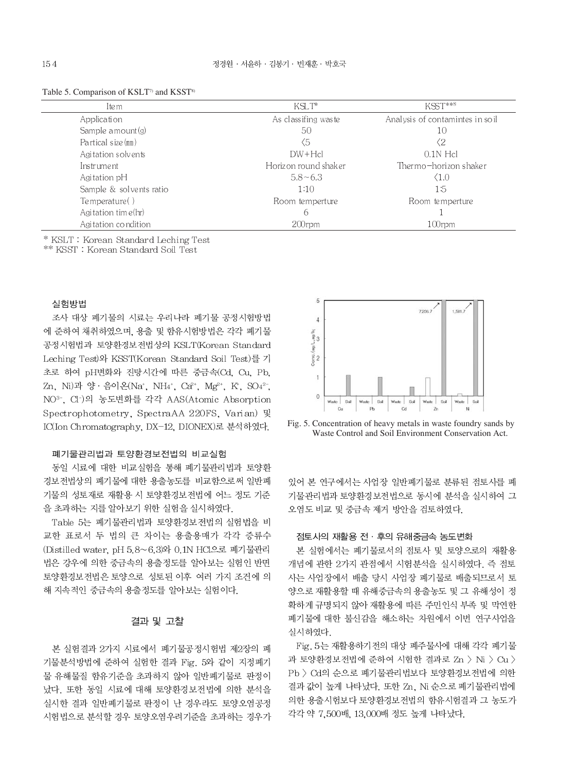Table 5. Comparison of KSLT[7] and KSST[8]

| Item | KSLT* | KSST**[8] |
|---|---|---|
| Application | As classifing waste | Analysis of contamintes in soil |
| Sample amount(g) | 50 | 10 |
| Partical size(㎜) | 〈5 | 〈2 |
| Agitation solvents | DW+Hcl | 0.1N Hcl |
| Instrument | Horizon round shaker | Thermo-horizon shaker |
| Agitation pH | 5.8~6.3 | 〈1.0 |
| Sample & solvents ratio | 1:10 | 1:5 |
| Temperature( ) | Room temperture | Room temperture |
| Agitation time(hr) | 6 | 1 |
| Agitation condition | 200rpm | 100rpm |

\* KSLT : Korean Standard Leching Test
\** KSST : Korean Standard Soil Test

### 실험방법

조사 대상 폐기물의 시료는 우리나라 폐기물 공정시험방법에 준하여 채취하였으며, 용출 및 함유시험방법은 각각 폐기물 공정시험방법과 토양환경보전법상의 KSLT(Korean Standard Leching Test)와 KSST(Korean Standard Soil Test)를 기초로 하여 pH변화와 진탕시간에 따른 중금속(Cd, Cu, Pb, Zn, Ni)과 양 · 음이온($Na^{+}$, $NH_4^{+}$, $Ca^{2+}$, $Mg^{2+}$, $K^{+}$, $SO_4^{2-}$, $NO^{3-}$, $Cl^{-}$)의 농도변화를 각각 AAS(Atomic Absorption Spectrophotometry, SpectraAA 220FS, Varian) 및 IC(Ion Chromatography, DX-12, DIONEX)로 분석하였다.

### 폐기물관리법과 토양환경보전법의 비교실험

동일 시료에 대한 비교실험을 통해 폐기물관리법과 토양환경보전법상의 폐기물에 대한 용출농도를 비교함으로써 일반폐기물의 성토재로 재활용 시 토양환경보전법에 어느 정도 기준을 초과하는 지를 알아보기 위한 실험을 실시하였다.

Table 5는 폐기물관리법과 토양환경보전법의 실험법을 비교한 표로서 두 법의 큰 차이는 용출용매가 각각 증류수(Distilled water, pH 5.8~6.3)와 0.1N HCl으로 폐기물관리법은 강우에 의한 중금속의 용출정도를 알아보는 실험인 반면 토양환경보전법은 토양으로 성토된 이후 여러 가지 조건에 의해 지속적인 중금속의 용출정도를 알아보는 실험이다.

## 결과 및 고찰

본 실험결과 2가지 시료에서 폐기물공정시험법 제2장의 폐기물분석방법에 준하여 실험한 결과 Fig. 5와 같이 지정폐기물 유해물질 함유기준을 초과하지 않아 일반폐기물로 판정이 났다. 또한 동일 시료에 대해 토양환경보전법에 의한 분석을 실시한 결과 일반폐기물로 판정이 난 경우라도 토양오염공정시험법으로 분석할 경우 토양오염우려기준을 초과하는 경우가 있어 본 연구에서는 사업장 일반폐기물로 분류된 점토사를 폐기물관리법과 토양환경보전법으로 동시에 분석을 실시하여 그 오염도 비교 및 중금속 제거 방안을 검토하였다.

Conc.(mg/L, mg/kg)
7236.7
1,581.7
Waste Soil Waste Soil Waste Soil Waste Soil Waste Soil
Cu Pb Cd Zn Ni

Fig. 5. Concentration of heavy metals in waste foundry sands by Waste Control and Soil Environment Conservation Act.

### 점토사의 재활용 전 · 후의 유해중금속 농도변화

본 실험에서는 폐기물로서의 점토사 및 토양으로의 재활용 개념에 관한 2가지 관점에서 시험분석을 실시하였다. 즉 점토사는 사업장에서 배출 당시 사업장 폐기물로 배출되므로서 토양으로 재활용할 때 유해중금속의 용출농도 및 그 유해성이 정확하게 규명되지 않아 재활용에 따른 주민인식 부족 및 막연한 폐기물에 대한 불신감을 해소하는 차원에서 이번 연구사업을 실시하였다.

Fig. 5는 재활용하기전의 대상 폐주물사에 대해 각각 폐기물과 토양환경보전법에 준하여 시험한 결과로 Zn 〉 Ni 〉 Cu 〉 Pb 〉 Cd의 순으로 폐기물관리법보다 토양환경보전법에 의한 결과 값이 높게 나타났다. 또한 Zn, Ni 순으로 폐기물관리법에 의한 용출시험보다 토양환경보전법의 함유시험결과 그 농도가 각각 약 7,500배, 13,000배 정도 높게 나타났다.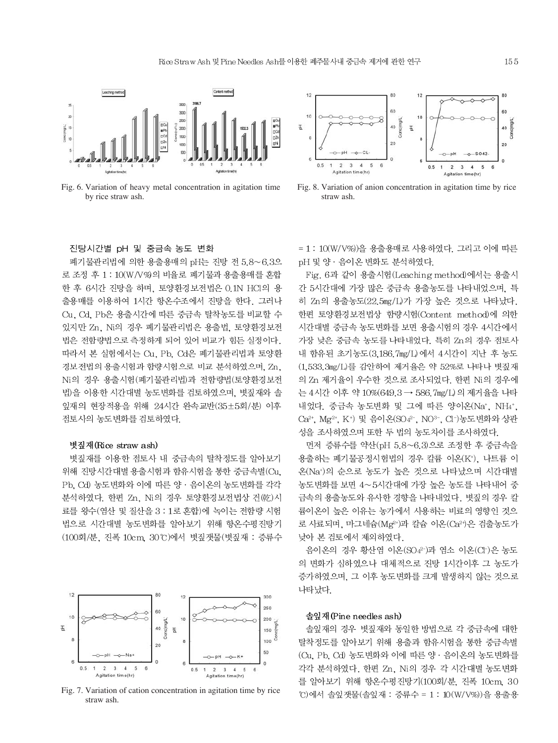Leaching method

Content method

Conc(mg/L)

Agitation time(hr)

3186.7

1533.3

Cu
Pb
Cd
Zn
Ni

Fig. 6. Variation of heavy metal concentration in agitation time by rice straw ash.

pH

Conc(mg/L)

Agitation time(hr)

pH CL-

pH SO42-

Fig. 8. Variation of anion concentration in agitation time by rice straw ash.

### 진탕시간별 pH 및 중금속 농도 변화

폐기물관리법에 의한 용출용매의 pH는 진탕 전 5.8~6.3으로 조정 후 1 : 10(W/V%)의 비율로 폐기물과 용출용매를 혼합한 후 6시간 진탕을 하며, 토양환경보전법은 0.1N HCl의 용출용매를 이용하여 1시간 항온수조에서 진탕을 한다. 그러나 Cu, Cd, Pb은 용출시간에 따른 중금속 탈착농도를 비교할 수 있지만 Zn, Ni의 경우 폐기물관리법은 용출법, 토양환경보전법은 전함량법으로 측정하게 되어 있어 비교가 힘든 실정이다. 따라서 본 실험에서는 Cu, Pb, Cd은 폐기물관리법과 토양환경보전법의 용출시험과 함량시험으로 비교 분석하였으며, Zn, Ni의 경우 용출시험(폐기물관리법)과 전함량법(토양환경보전법)을 이용한 시간대별 농도변화를 검토하였으며, 볏짚재와 솔잎재의 현장적용을 위해 24시간 완속교반(35±5회/분) 이후 점토사의 농도변화를 검토하였다.

### 볏짚재(Rice straw ash)

볏짚재를 이용한 점토사 내 중금속의 탈착정도를 알아보기 위해 진탕시간대별 용출시험과 함유시험을 통한 중금속별(Cu, Pb, Cd) 농도변화와 이에 따른 양 · 음이온의 농도변화를 각각 분석하였다. 한편 Zn, Ni의 경우 토양환경보전법상 건(乾)시료를 왕수(염산 및 질산을 3 : 1로 혼합)에 녹이는 전함량 시험법으로 시간대별 농도변화를 알아보기 위해 항온수평진탕기(100회/분, 진폭 10cm, 30℃)에서 볏짚잿물(볏짚재 : 증류수 = 1 : 10(W/V%))을 용출용매로 사용하였다. 그리고 이에 따른 pH 및 양 · 음이온 변화도 분석하였다.

Fig. 6과 같이 용출시험(Leaching method)에서는 용출시간 5시간대에 가장 많은 중금속 용출농도를 나타내었으며, 특히 Zn의 용출농도(22.5mg/L)가 가장 높은 것으로 나타났다. 한편 토양환경보전법상 함량시험(Content method)에 의한 시간대별 중금속 농도변화를 보면 용출시험의 경우 4시간에서 가장 낮은 중금속 농도를 나타내었다. 특히 Zn의 경우 점토사 내 함유된 초기농도(3,186.7mg/L)에서 4시간이 지난 후 농도(1,533.3mg/L)를 감안하여 제거율은 약 52%로 나타나 볏짚재의 Zn 제거율이 우수한 것으로 조사되었다. 한편 Ni의 경우에는 4시간 이후 약 10%(649.3 → 586.7mg/L)의 제거율을 나타내었다. 중금속 농도변화 및 그에 따른 양이온($Na^+$, $NH_4^+$, $Ca^{2+}$, $Mg^{2+}$, $K^+$) 및 음이온($SO_4^{2-}$, $NO^{3-}$, $Cl^-$)농도변화와 상관성을 조사하였으며 또한 두 법의 농도차이를 조사하였다.

먼저 증류수를 약산(pH 5.8~6.3)으로 조정한 후 중금속을 용출하는 폐기물공정시험법의 경우 칼륨 이온($K^+$), 나트륨 이온($Na^+$)의 순으로 농도가 높은 것으로 나타났으며 시간대별 농도변화를 보면 4~5시간대에 가장 높은 농도를 나타내어 중금속의 용출농도와 유사한 경향을 나타내었다. 볏짚의 경우 칼륨이온이 높은 이유는 농가에서 사용하는 비료의 영향인 것으로 사료되며, 마그네슘($Mg^{2+}$)과 칼슘 이온($Ca^{2+}$)은 검출농도가 낮아 본 검토에서 제외하였다.

음이온의 경우 황산염 이온($SO_4^{2-}$)과 염소 이온($Cl^-$)은 농도의 변화가 심하였으나 대체적으로 진탕 1시간이후 그 농도가 증가하였으며, 그 이후 농도변화를 크게 발생하지 않는 것으로 나타났다.

pH

Conc(mg/L)

Agitation time(hr)

pH Na+

pH K+

Fig. 7. Variation of cation concentration in agitation time by rice straw ash.

### 솔잎재(Pine needles ash)

솔잎재의 경우 볏짚재와 동일한 방법으로 각 중금속에 대한 탈착정도를 알아보기 위해 용출과 함유시험을 통한 중금속별(Cu, Pb, Cd) 농도변화와 이에 따른 양 · 음이온의 농도변화를 각각 분석하였다. 한편 Zn, Ni의 경우 각 시간대별 농도변화를 알아보기 위해 항온수평진탕기(100회/분, 진폭 10cm, 30℃)에서 솔잎잿물(솔잎재 : 증류수 = 1 : 10(W/V%))을 용출용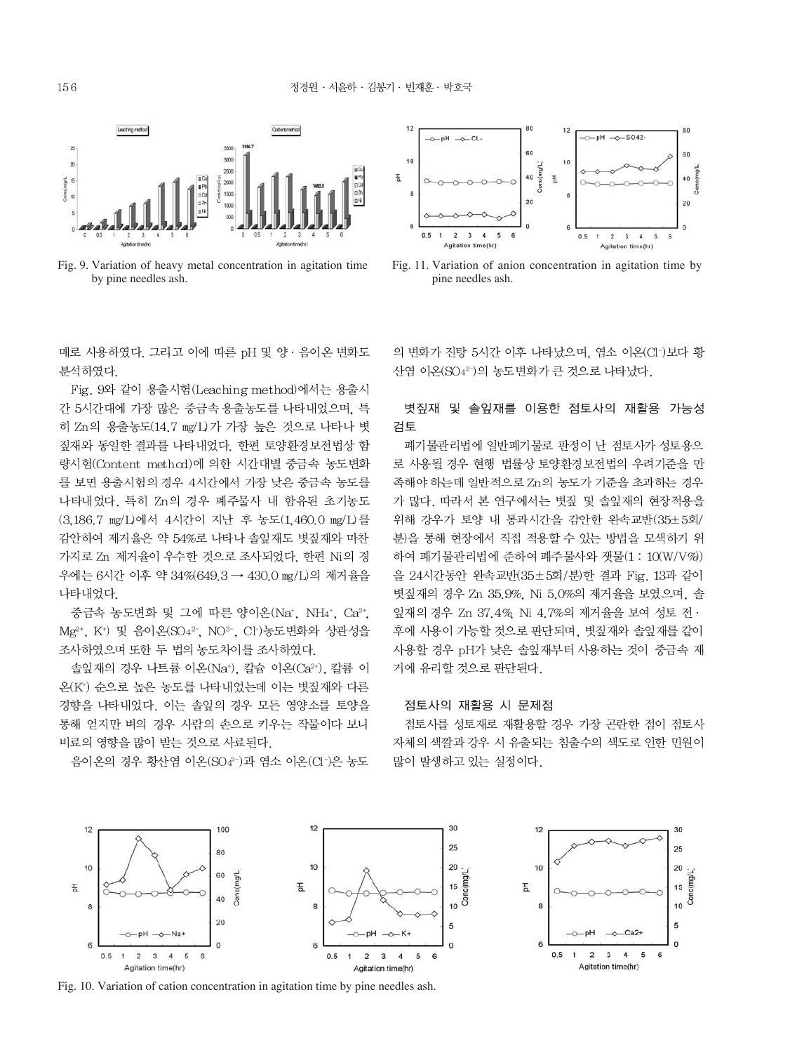Fig. 9. Variation of heavy metal concentration in agitation time by pine needles ash.

Fig. 11. Variation of anion concentration in agitation time by pine needles ash.

매로 사용하였다. 그리고 이에 따른 pH 및 양・음이온 변화도 분석하였다.

Fig. 9와 같이 용출시험(Leaching method)에서는 용출시간 5시간대에 가장 많은 중금속 용출농도를 나타내었으며, 특히 Zn의 용출농도(14.7 ㎎/L)가 가장 높은 것으로 나타나 볏짚재와 동일한 결과를 나타내었다. 한편 토양환경보전법상 함량시험(Content method)에 의한 시간대별 중금속 농도변화를 보면 용출시험의 경우 4시간에서 가장 낮은 중금속 농도를 나타내었다. 특히 Zn의 경우 폐주물사 내 함유된 초기농도(3,186.7 ㎎/L)에서 4시간이 지난 후 농도(1,460.0 ㎎/L)를 감안하여 제거율은 약 54%로 나타나 솔잎재도 볏짚재와 마찬가지로 Zn 제거율이 우수한 것으로 조사되었다. 한편 Ni의 경우에는 6시간 이후 약 34%(649.3 → 430.0 ㎎/L)의 제거율을 나타내었다.

중금속 농도변화 및 그에 따른 양이온($Na^+$, $NH_4^+$, $Ca^{2+}$, $Mg^{2+}$, $K^+$) 및 음이온($SO_4^{2-}$, $NO^{3-}$, $Cl^-$)농도변화와 상관성을 조사하였으며 또한 두 법의 농도차이를 조사하였다.

솔잎재의 경우 나트륨 이온($Na^+$), 칼슘 이온($Ca^{2+}$), 칼륨 이온($K^+$) 순으로 높은 농도를 나타내었는데 이는 볏짚재와 다른 경향을 나타내었다. 이는 솔잎의 경우 모든 영양소를 토양을 통해 얻지만 벼의 경우 사람의 손으로 키우는 작물이다 보니 비료의 영향을 많이 받는 것으로 사료된다.

음이온의 경우 황산염 이온($SO_4^{2-}$)과 염소 이온($Cl^-$)은 농도의 변화가 진탕 5시간 이후 나타났으며, 염소 이온($Cl^-$)보다 황산염 이온($SO_4^{2-}$)의 농도변화가 큰 것으로 나타났다.

### 볏짚재 및 솔잎재를 이용한 점토사의 재활용 가능성 검토

폐기물관리법에 일반폐기물로 판정이 난 점토사가 성토용으로 사용될 경우 현행 법률상 토양환경보전법의 우려기준을 만족해야 하는데 일반적으로 Zn의 농도가 기준을 초과하는 경우가 많다. 따라서 본 연구에서는 볏짚 및 솔잎재의 현장적용을 위해 강우가 토양 내 통과시간을 감안한 완속교반(35±5회/분)을 통해 현장에서 직접 적용할 수 있는 방법을 모색하기 위하여 폐기물관리법에 준하여 폐주물사와 잿물(1 : 10(W/V%))을 24시간동안 완속교반(35±5회/분)한 결과 Fig. 13과 같이 볏짚재의 경우 Zn 35.9%, Ni 5.0%의 제거율을 보였으며, 솔잎재의 경우 Zn 37.4%, Ni 4.7%의 제거율을 보여 성토 전・후에 사용이 가능할 것으로 판단되며, 볏짚재와 솔잎재를 같이 사용할 경우 pH가 낮은 솔잎재부터 사용하는 것이 중금속 제거에 유리할 것으로 판단된다.

### 점토사의 재활용 시 문제점

점토사를 성토재로 재활용할 경우 가장 곤란한 점이 점토사 자체의 색깔과 강우 시 유출되는 침출수의 색도로 인한 민원이 많이 발생하고 있는 실정이다.

Fig. 10. Variation of cation concentration in agitation time by pine needles ash.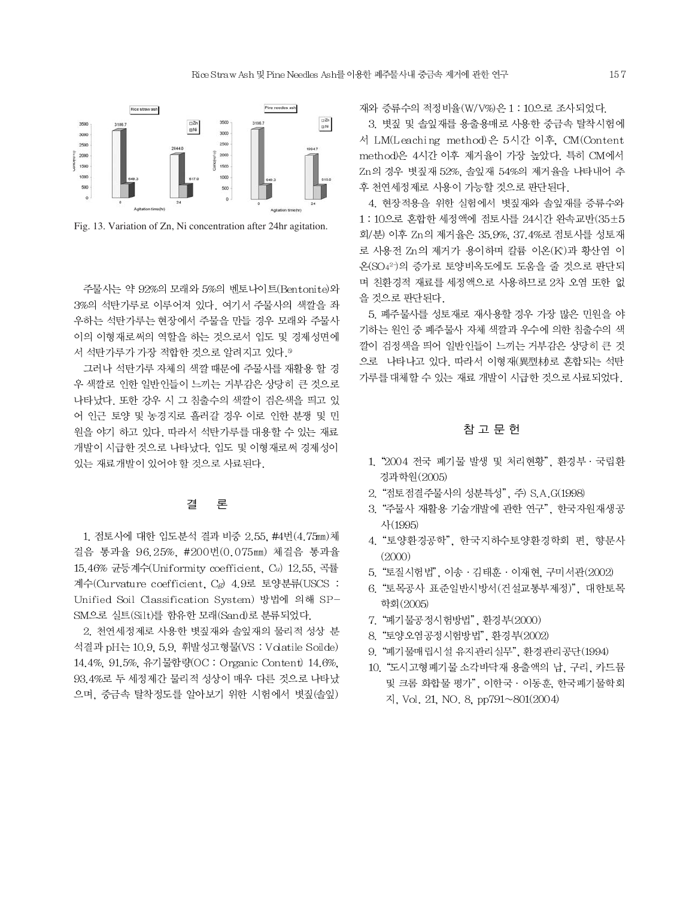Rice straw ash

Zn
Ni

3500
3000
2500
2000
1500
1000
500
0

3186.7

649.3

2044.0

617.0

0
24

Agitation time(hr)

Pine needles ash

Zn
Ni

3500
3000
2500
2000
1500
1000
500
0

3186.7

649.3

1994.7

510.0

0
24

Agitation time(hr)

Fig. 13. Variation of Zn, Ni concentration after 24hr agitation.

주물사는 약 92%의 모래와 5%의 벤토나이트(Bentonite)와 3%의 석탄가루로 이루어져 있다. 여기서 주물사의 색깔을 좌우하는 석탄가루는 현장에서 주물을 만들 경우 모래와 주물사이의 이형재로써의 역할을 하는 것으로서 입도 및 경제성면에서 석탄가루가 가장 적합한 것으로 알려지고 있다.[5]

그러나 석탄가루 자체의 색깔 때문에 주물사를 재활용 할 경우 색깔로 인한 일반인들이 느끼는 거부감은 상당히 큰 것으로 나타났다. 또한 강우 시 그 침출수의 색깔이 검은색을 띄고 있어 인근 토양 및 농경지로 흘러갈 경우 이로 인한 분쟁 및 민원을 야기 하고 있다. 따라서 석탄가루를 대용할 수 있는 재료 개발이 시급한 것으로 나타났다. 입도 및 이형재로써 경제성이 있는 재료개발이 있어야 할 것으로 사료된다.

## 결 론

1. 점토사에 대한 입도분석 결과 비중 2.55, #4번(4.75㎜)체 걸음 통과율 96.25%, #200번(0.075㎜) 체걸음 통과율 15.46% 균등계수(Uniformity coefficient, $C_u$) 12.55, 곡률계수(Curvature coefficient, $C_g$) 4.9로 토양분류(USCS : Unified Soil Classification System) 방법에 의해 SP-SM으로 실트(Silt)를 함유한 모래(Sand)로 분류되었다.

2. 천연세정제로 사용한 볏짚재와 솔잎재의 물리적 성상 분석결과 pH는 10.9, 5.9, 휘발성고형물(VS : Volatile Soilde) 14.4%, 91.5%, 유기물함량(OC : Organic Content) 14.6%, 93.4%로 두 세정제간 물리적 성상이 매우 다른 것으로 나타났으며, 중금속 탈착정도를 알아보기 위한 시험에서 볏짚(솔잎)재와 증류수의 적정비율(W/V%)은 1 : 10으로 조사되었다.

3. 볏짚 및 솔잎재를 용출용매로 사용한 중금속 탈착시험에서 LM(Leaching method)은 5시간 이후, CM(Content method)은 4시간 이후 제거율이 가장 높았다. 특히 CM에서 Zn의 경우 볏짚재 52%, 솔잎재 54%의 제거율을 나타내어 추후 천연세정제로 사용이 가능할 것으로 판단된다.

4. 현장적용을 위한 실험에서 볏짚재와 솔잎재를 증류수와 1 : 10으로 혼합한 세정액에 점토사를 24시간 완속교반(35±5회/분) 이후 Zn의 제거율은 35.9%, 37.4%로 점토사를 성토재로 사용전 Zn의 제거가 용이하며 칼륨 이온(K)과 황산염 이온($SO_4^{2-}$)의 증가로 토양비옥도에도 도움을 줄 것으로 판단되며 친환경적 재료를 세정액으로 사용하므로 2차 오염 또한 없을 것으로 판단된다.

5. 폐주물사를 성토재로 재사용할 경우 가장 많은 민원을 야기하는 원인 중 폐주물사 자체 색깔과 우수에 의한 침출수의 색깔이 검정색을 띄어 일반인들이 느끼는 거부감은 상당히 큰 것으로 나타나고 있다. 따라서 이형재(異型材)로 혼합되는 석탄가루를 대체할 수 있는 재료 개발이 시급한 것으로 사료되었다.

## 참 고 문 헌

1. "2004 전국 폐기물 발생 및 처리현황", 환경부 · 국립환경과학원(2005)
2. "점토점결주물사의 성분특성", 주) S.A.G(1998)
3. "주물사 재활용 기술개발에 관한 연구", 한국자원재생공사(1995)
4. "토양환경공학", 한국지하수토양환경학회 편, 향문사(2000)
5. "토질시험법", 이송 · 김태훈 · 이재현, 구미서관(2002)
6. "토목공사 표준일반시방서(건설교통부제정)", 대한토목학회(2005)
7. "폐기물공정시험방법", 환경부(2000)
8. "토양오염공정시험방법", 환경부(2002)
9. "폐기물매립시설 유지관리실무", 환경관리공단(1994)
10. "도시고형폐기물 소각바닥재 용출액의 납, 구리, 카드뮴 및 크롬 화합물 평가", 이한국 · 이동훈, 한국폐기물학회지, Vol. 21, NO. 8, pp791~801(2004)